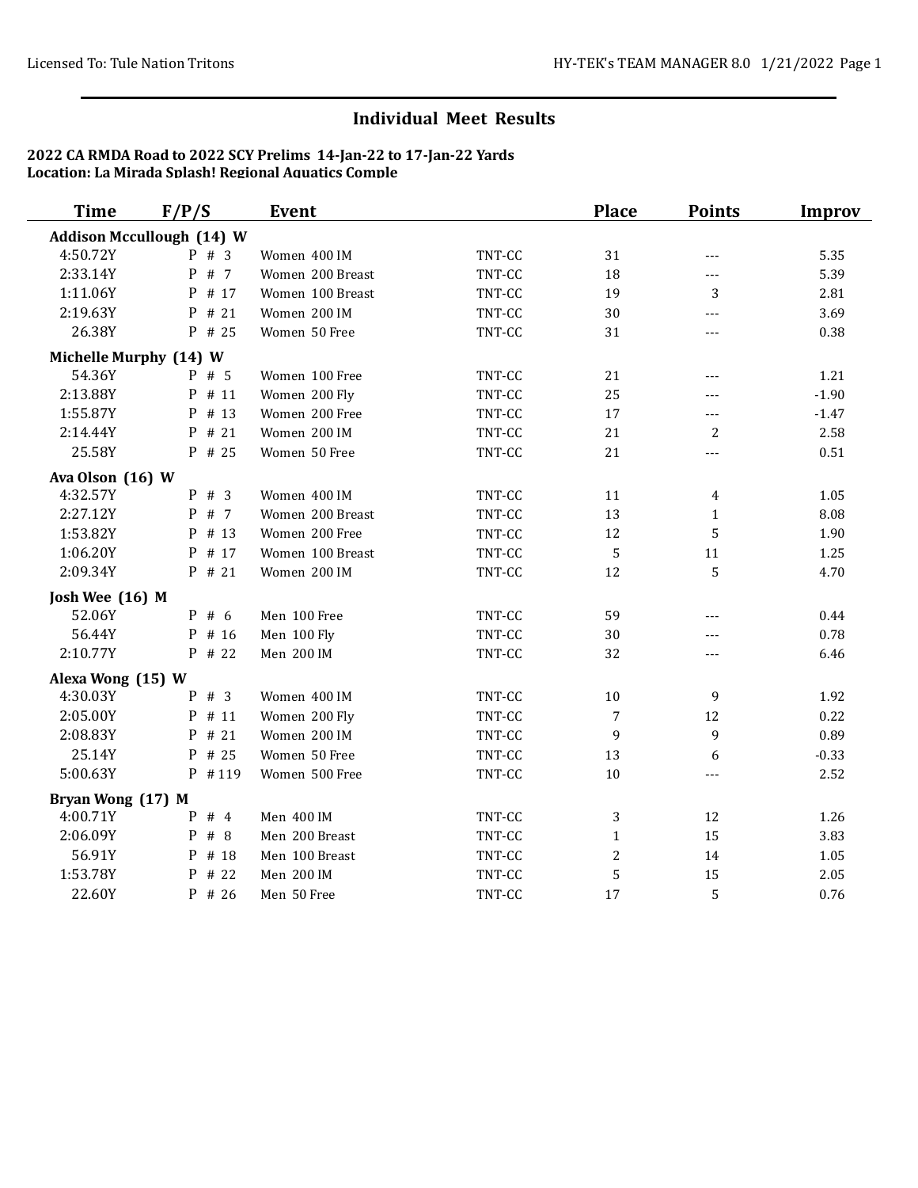## Individual Meet Results

**2022 CA RMDA Road to 2022 SCY Prelims 14-Jan-22 to 17-Jan-22 Yards**
**Location: La Mirada Splash! Regional Aquatics Comple**

| Time | F/P/S | Event | | Place | Points | Improv |
|---|---|---|---|---|---|---|
| **Addison Mccullough (14) W** | | | | | | |
| 4:50.72Y | P # 3 | Women 400 IM | TNT-CC | 31 | --- | 5.35 |
| 2:33.14Y | P # 7 | Women 200 Breast | TNT-CC | 18 | --- | 5.39 |
| 1:11.06Y | P # 17 | Women 100 Breast | TNT-CC | 19 | 3 | 2.81 |
| 2:19.63Y | P # 21 | Women 200 IM | TNT-CC | 30 | --- | 3.69 |
| 26.38Y | P # 25 | Women 50 Free | TNT-CC | 31 | --- | 0.38 |
| **Michelle Murphy (14) W** | | | | | | |
| 54.36Y | P # 5 | Women 100 Free | TNT-CC | 21 | --- | 1.21 |
| 2:13.88Y | P # 11 | Women 200 Fly | TNT-CC | 25 | --- | -1.90 |
| 1:55.87Y | P # 13 | Women 200 Free | TNT-CC | 17 | --- | -1.47 |
| 2:14.44Y | P # 21 | Women 200 IM | TNT-CC | 21 | 2 | 2.58 |
| 25.58Y | P # 25 | Women 50 Free | TNT-CC | 21 | --- | 0.51 |
| **Ava Olson (16) W** | | | | | | |
| 4:32.57Y | P # 3 | Women 400 IM | TNT-CC | 11 | 4 | 1.05 |
| 2:27.12Y | P # 7 | Women 200 Breast | TNT-CC | 13 | 1 | 8.08 |
| 1:53.82Y | P # 13 | Women 200 Free | TNT-CC | 12 | 5 | 1.90 |
| 1:06.20Y | P # 17 | Women 100 Breast | TNT-CC | 5 | 11 | 1.25 |
| 2:09.34Y | P # 21 | Women 200 IM | TNT-CC | 12 | 5 | 4.70 |
| **Josh Wee (16) M** | | | | | | |
| 52.06Y | P # 6 | Men 100 Free | TNT-CC | 59 | --- | 0.44 |
| 56.44Y | P # 16 | Men 100 Fly | TNT-CC | 30 | --- | 0.78 |
| 2:10.77Y | P # 22 | Men 200 IM | TNT-CC | 32 | --- | 6.46 |
| **Alexa Wong (15) W** | | | | | | |
| 4:30.03Y | P # 3 | Women 400 IM | TNT-CC | 10 | 9 | 1.92 |
| 2:05.00Y | P # 11 | Women 200 Fly | TNT-CC | 7 | 12 | 0.22 |
| 2:08.83Y | P # 21 | Women 200 IM | TNT-CC | 9 | 9 | 0.89 |
| 25.14Y | P # 25 | Women 50 Free | TNT-CC | 13 | 6 | -0.33 |
| 5:00.63Y | P # 119 | Women 500 Free | TNT-CC | 10 | --- | 2.52 |
| **Bryan Wong (17) M** | | | | | | |
| 4:00.71Y | P # 4 | Men 400 IM | TNT-CC | 3 | 12 | 1.26 |
| 2:06.09Y | P # 8 | Men 200 Breast | TNT-CC | 1 | 15 | 3.83 |
| 56.91Y | P # 18 | Men 100 Breast | TNT-CC | 2 | 14 | 1.05 |
| 1:53.78Y | P # 22 | Men 200 IM | TNT-CC | 5 | 15 | 2.05 |
| 22.60Y | P # 26 | Men 50 Free | TNT-CC | 17 | 5 | 0.76 |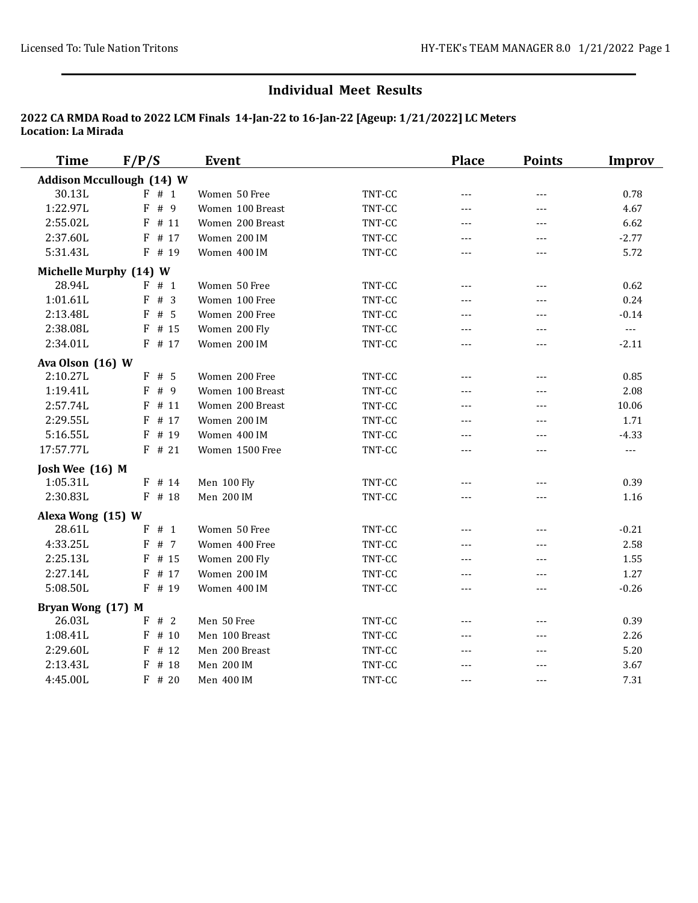## Individual Meet Results

**2022 CA RMDA Road to 2022 LCM Finals 14-Jan-22 to 16-Jan-22 [Ageup: 1/21/2022] LC Meters**
**Location: La Mirada**

| Time | F/P/S | Event | | Place | Points | Improv |
|---|---|---|---|---|---|---|
| **Addison Mccullough (14) W** | | | | | | |
| 30.13L | F # 1 | Women 50 Free | TNT-CC | --- | --- | 0.78 |
| 1:22.97L | F # 9 | Women 100 Breast | TNT-CC | --- | --- | 4.67 |
| 2:55.02L | F # 11 | Women 200 Breast | TNT-CC | --- | --- | 6.62 |
| 2:37.60L | F # 17 | Women 200 IM | TNT-CC | --- | --- | -2.77 |
| 5:31.43L | F # 19 | Women 400 IM | TNT-CC | --- | --- | 5.72 |
| **Michelle Murphy (14) W** | | | | | | |
| 28.94L | F # 1 | Women 50 Free | TNT-CC | --- | --- | 0.62 |
| 1:01.61L | F # 3 | Women 100 Free | TNT-CC | --- | --- | 0.24 |
| 2:13.48L | F # 5 | Women 200 Free | TNT-CC | --- | --- | -0.14 |
| 2:38.08L | F # 15 | Women 200 Fly | TNT-CC | --- | --- | --- |
| 2:34.01L | F # 17 | Women 200 IM | TNT-CC | --- | --- | -2.11 |
| **Ava Olson (16) W** | | | | | | |
| 2:10.27L | F # 5 | Women 200 Free | TNT-CC | --- | --- | 0.85 |
| 1:19.41L | F # 9 | Women 100 Breast | TNT-CC | --- | --- | 2.08 |
| 2:57.74L | F # 11 | Women 200 Breast | TNT-CC | --- | --- | 10.06 |
| 2:29.55L | F # 17 | Women 200 IM | TNT-CC | --- | --- | 1.71 |
| 5:16.55L | F # 19 | Women 400 IM | TNT-CC | --- | --- | -4.33 |
| 17:57.77L | F # 21 | Women 1500 Free | TNT-CC | --- | --- | --- |
| **Josh Wee (16) M** | | | | | | |
| 1:05.31L | F # 14 | Men 100 Fly | TNT-CC | --- | --- | 0.39 |
| 2:30.83L | F # 18 | Men 200 IM | TNT-CC | --- | --- | 1.16 |
| **Alexa Wong (15) W** | | | | | | |
| 28.61L | F # 1 | Women 50 Free | TNT-CC | --- | --- | -0.21 |
| 4:33.25L | F # 7 | Women 400 Free | TNT-CC | --- | --- | 2.58 |
| 2:25.13L | F # 15 | Women 200 Fly | TNT-CC | --- | --- | 1.55 |
| 2:27.14L | F # 17 | Women 200 IM | TNT-CC | --- | --- | 1.27 |
| 5:08.50L | F # 19 | Women 400 IM | TNT-CC | --- | --- | -0.26 |
| **Bryan Wong (17) M** | | | | | | |
| 26.03L | F # 2 | Men 50 Free | TNT-CC | --- | --- | 0.39 |
| 1:08.41L | F # 10 | Men 100 Breast | TNT-CC | --- | --- | 2.26 |
| 2:29.60L | F # 12 | Men 200 Breast | TNT-CC | --- | --- | 5.20 |
| 2:13.43L | F # 18 | Men 200 IM | TNT-CC | --- | --- | 3.67 |
| 4:45.00L | F # 20 | Men 400 IM | TNT-CC | --- | --- | 7.31 |